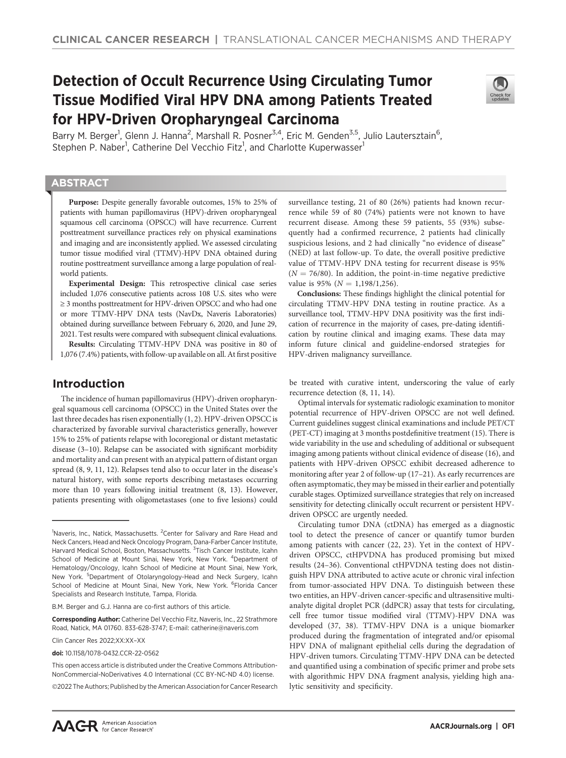# Detection of Occult Recurrence Using Circulating Tumor Tissue Modified Viral HPV DNA among Patients Treated for HPV-Driven Oropharyngeal Carcinoma

Barry M. Berger[1], Glenn J. Hanna[2], Marshall R. Posner[3,4], Eric M. Genden[3,5], Julio Lautersztain[6], Stephen P. Naber[1], Catherine Del Vecchio Fitz[1], and Charlotte Kuperwasser[1]

## ABSTRACT

**Purpose:** Despite generally favorable outcomes, 15% to 25% of patients with human papillomavirus (HPV)-driven oropharyngeal squamous cell carcinoma (OPSCC) will have recurrence. Current posttreatment surveillance practices rely on physical examinations and imaging and are inconsistently applied. We assessed circulating tumor tissue modified viral (TTMV)-HPV DNA obtained during routine posttreatment surveillance among a large population of real-world patients.

**Experimental Design:** This retrospective clinical case series included 1,076 consecutive patients across 108 U.S. sites who were ≥ 3 months posttreatment for HPV-driven OPSCC and who had one or more TTMV-HPV DNA tests (NavDx, Naveris Laboratories) obtained during surveillance between February 6, 2020, and June 29, 2021. Test results were compared with subsequent clinical evaluations.

**Results:** Circulating TTMV-HPV DNA was positive in 80 of 1,076 (7.4%) patients, with follow-up available on all. At first positive surveillance testing, 21 of 80 (26%) patients had known recurrence while 59 of 80 (74%) patients were not known to have recurrent disease. Among these 59 patients, 55 (93%) subsequently had a confirmed recurrence, 2 patients had clinically suspicious lesions, and 2 had clinically "no evidence of disease" (NED) at last follow-up. To date, the overall positive predictive value of TTMV-HPV DNA testing for recurrent disease is 95% ($N = 76/80$). In addition, the point-in-time negative predictive value is 95% ($N = 1,198/1,256$).

**Conclusions:** These findings highlight the clinical potential for circulating TTMV-HPV DNA testing in routine practice. As a surveillance tool, TTMV-HPV DNA positivity was the first indication of recurrence in the majority of cases, pre-dating identification by routine clinical and imaging exams. These data may inform future clinical and guideline-endorsed strategies for HPV-driven malignancy surveillance.

## Introduction

The incidence of human papillomavirus (HPV)-driven oropharyngeal squamous cell carcinoma (OPSCC) in the United States over the last three decades has risen exponentially (1, 2). HPV-driven OPSCC is characterized by favorable survival characteristics generally, however 15% to 25% of patients relapse with locoregional or distant metastatic disease (3–10). Relapse can be associated with significant morbidity and mortality and can present with an atypical pattern of distant organ spread (8, 9, 11, 12). Relapses tend also to occur later in the disease's natural history, with some reports describing metastases occurring more than 10 years following initial treatment (8, 13). However, patients presenting with oligometastases (one to five lesions) could be treated with curative intent, underscoring the value of early recurrence detection (8, 11, 14).

Optimal intervals for systematic radiologic examination to monitor potential recurrence of HPV-driven OPSCC are not well defined. Current guidelines suggest clinical examinations and include PET/CT (PET-CT) imaging at 3 months postdefinitive treatment (15). There is wide variability in the use and scheduling of additional or subsequent imaging among patients without clinical evidence of disease (16), and patients with HPV-driven OPSCC exhibit decreased adherence to monitoring after year 2 of follow-up (17–21). As early recurrences are often asymptomatic, they may be missed in their earlier and potentially curable stages. Optimized surveillance strategies that rely on increased sensitivity for detecting clinically occult recurrent or persistent HPV-driven OPSCC are urgently needed.

Circulating tumor DNA (ctDNA) has emerged as a diagnostic tool to detect the presence of cancer or quantify tumor burden among patients with cancer (22, 23). Yet in the context of HPV-driven OPSCC, ctHPVDNA has produced promising but mixed results (24–36). Conventional ctHPVDNA testing does not distinguish HPV DNA attributed to active acute or chronic viral infection from tumor-associated HPV DNA. To distinguish between these two entities, an HPV-driven cancer-specific and ultrasensitive multianalyte digital droplet PCR (ddPCR) assay that tests for circulating, cell free tumor tissue modified viral (TTMV)-HPV DNA was developed (37, 38). TTMV-HPV DNA is a unique biomarker produced during the fragmentation of integrated and/or episomal HPV DNA of malignant epithelial cells during the degradation of HPV-driven tumors. Circulating TTMV-HPV DNA can be detected and quantified using a combination of specific primer and probe sets with algorithmic HPV DNA fragment analysis, yielding high analytic sensitivity and specificity.

---

[1]Naveris, Inc., Natick, Massachusetts. [2]Center for Salivary and Rare Head and Neck Cancers, Head and Neck Oncology Program, Dana-Farber Cancer Institute, Harvard Medical School, Boston, Massachusetts. [3]Tisch Cancer Institute, Icahn School of Medicine at Mount Sinai, New York, New York. [4]Department of Hematology/Oncology, Icahn School of Medicine at Mount Sinai, New York, New York. [5]Department of Otolaryngology-Head and Neck Surgery, Icahn School of Medicine at Mount Sinai, New York, New York. [6]Florida Cancer Specialists and Research Institute, Tampa, Florida.

B.M. Berger and G.J. Hanna are co-first authors of this article.

**Corresponding Author:** Catherine Del Vecchio Fitz, Naveris, Inc., 22 Strathmore Road, Natick, MA 01760. 833-628-3747; E-mail: catherine@naveris.com

Clin Cancer Res 2022;XX:XX–XX

**doi:** 10.1158/1078-0432.CCR-22-0562

This open access article is distributed under the Creative Commons Attribution-NonCommercial-NoDerivatives 4.0 International (CC BY-NC-ND 4.0) license.

©2022 The Authors; Published by the American Association for Cancer Research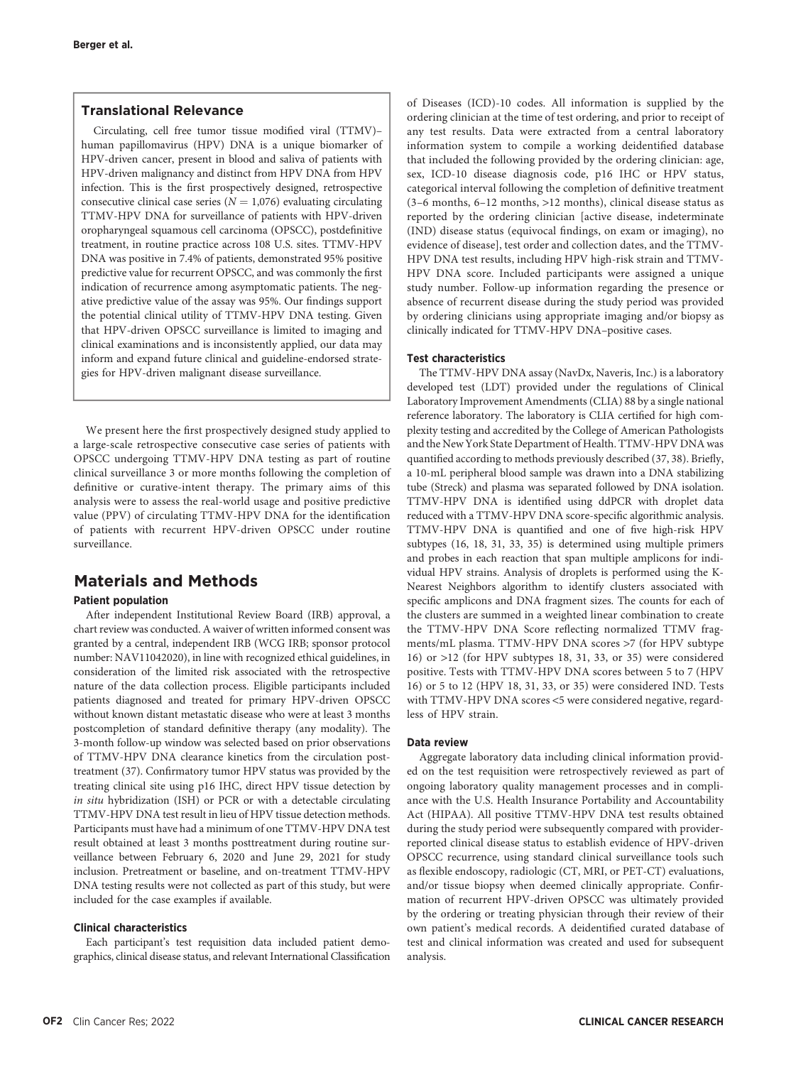## Translational Relevance

Circulating, cell free tumor tissue modified viral (TTMV)–human papillomavirus (HPV) DNA is a unique biomarker of HPV-driven cancer, present in blood and saliva of patients with HPV-driven malignancy and distinct from HPV DNA from HPV infection. This is the first prospectively designed, retrospective consecutive clinical case series ($N = 1{,}076$) evaluating circulating TTMV-HPV DNA for surveillance of patients with HPV-driven oropharyngeal squamous cell carcinoma (OPSCC), postdefinitive treatment, in routine practice across 108 U.S. sites. TTMV-HPV DNA was positive in 7.4% of patients, demonstrated 95% positive predictive value for recurrent OPSCC, and was commonly the first indication of recurrence among asymptomatic patients. The negative predictive value of the assay was 95%. Our findings support the potential clinical utility of TTMV-HPV DNA testing. Given that HPV-driven OPSCC surveillance is limited to imaging and clinical examinations and is inconsistently applied, our data may inform and expand future clinical and guideline-endorsed strategies for HPV-driven malignant disease surveillance.

We present here the first prospectively designed study applied to a large-scale retrospective consecutive case series of patients with OPSCC undergoing TTMV-HPV DNA testing as part of routine clinical surveillance 3 or more months following the completion of definitive or curative-intent therapy. The primary aims of this analysis were to assess the real-world usage and positive predictive value (PPV) of circulating TTMV-HPV DNA for the identification of patients with recurrent HPV-driven OPSCC under routine surveillance.

# Materials and Methods

### Patient population

After independent Institutional Review Board (IRB) approval, a chart review was conducted. A waiver of written informed consent was granted by a central, independent IRB (WCG IRB; sponsor protocol number: NAV11042020), in line with recognized ethical guidelines, in consideration of the limited risk associated with the retrospective nature of the data collection process. Eligible participants included patients diagnosed and treated for primary HPV-driven OPSCC without known distant metastatic disease who were at least 3 months postcompletion of standard definitive therapy (any modality). The 3-month follow-up window was selected based on prior observations of TTMV-HPV DNA clearance kinetics from the circulation post-treatment (37). Confirmatory tumor HPV status was provided by the treating clinical site using p16 IHC, direct HPV tissue detection by *in situ* hybridization (ISH) or PCR or with a detectable circulating TTMV-HPV DNA test result in lieu of HPV tissue detection methods. Participants must have had a minimum of one TTMV-HPV DNA test result obtained at least 3 months posttreatment during routine surveillance between February 6, 2020 and June 29, 2021 for study inclusion. Pretreatment or baseline, and on-treatment TTMV-HPV DNA testing results were not collected as part of this study, but were included for the case examples if available.

### Clinical characteristics

Each participant's test requisition data included patient demographics, clinical disease status, and relevant International Classification of Diseases (ICD)-10 codes. All information is supplied by the ordering clinician at the time of test ordering, and prior to receipt of any test results. Data were extracted from a central laboratory information system to compile a working deidentified database that included the following provided by the ordering clinician: age, sex, ICD-10 disease diagnosis code, p16 IHC or HPV status, categorical interval following the completion of definitive treatment (3–6 months, 6–12 months, >12 months), clinical disease status as reported by the ordering clinician [active disease, indeterminate (IND) disease status (equivocal findings, on exam or imaging), no evidence of disease], test order and collection dates, and the TTMV-HPV DNA test results, including HPV high-risk strain and TTMV-HPV DNA score. Included participants were assigned a unique study number. Follow-up information regarding the presence or absence of recurrent disease during the study period was provided by ordering clinicians using appropriate imaging and/or biopsy as clinically indicated for TTMV-HPV DNA–positive cases.

### Test characteristics

The TTMV-HPV DNA assay (NavDx, Naveris, Inc.) is a laboratory developed test (LDT) provided under the regulations of Clinical Laboratory Improvement Amendments (CLIA) 88 by a single national reference laboratory. The laboratory is CLIA certified for high complexity testing and accredited by the College of American Pathologists and the New York State Department of Health. TTMV-HPV DNA was quantified according to methods previously described (37, 38). Briefly, a 10-mL peripheral blood sample was drawn into a DNA stabilizing tube (Streck) and plasma was separated followed by DNA isolation. TTMV-HPV DNA is identified using ddPCR with droplet data reduced with a TTMV-HPV DNA score-specific algorithmic analysis. TTMV-HPV DNA is quantified and one of five high-risk HPV subtypes (16, 18, 31, 33, 35) is determined using multiple primers and probes in each reaction that span multiple amplicons for individual HPV strains. Analysis of droplets is performed using the K-Nearest Neighbors algorithm to identify clusters associated with specific amplicons and DNA fragment sizes. The counts for each of the clusters are summed in a weighted linear combination to create the TTMV-HPV DNA Score reflecting normalized TTMV fragments/mL plasma. TTMV-HPV DNA scores >7 (for HPV subtype 16) or >12 (for HPV subtypes 18, 31, 33, or 35) were considered positive. Tests with TTMV-HPV DNA scores between 5 to 7 (HPV 16) or 5 to 12 (HPV 18, 31, 33, or 35) were considered IND. Tests with TTMV-HPV DNA scores <5 were considered negative, regardless of HPV strain.

### Data review

Aggregate laboratory data including clinical information provided on the test requisition were retrospectively reviewed as part of ongoing laboratory quality management processes and in compliance with the U.S. Health Insurance Portability and Accountability Act (HIPAA). All positive TTMV-HPV DNA test results obtained during the study period were subsequently compared with provider-reported clinical disease status to establish evidence of HPV-driven OPSCC recurrence, using standard clinical surveillance tools such as flexible endoscopy, radiologic (CT, MRI, or PET-CT) evaluations, and/or tissue biopsy when deemed clinically appropriate. Confirmation of recurrent HPV-driven OPSCC was ultimately provided by the ordering or treating physician through their review of their own patient's medical records. A deidentified curated database of test and clinical information was created and used for subsequent analysis.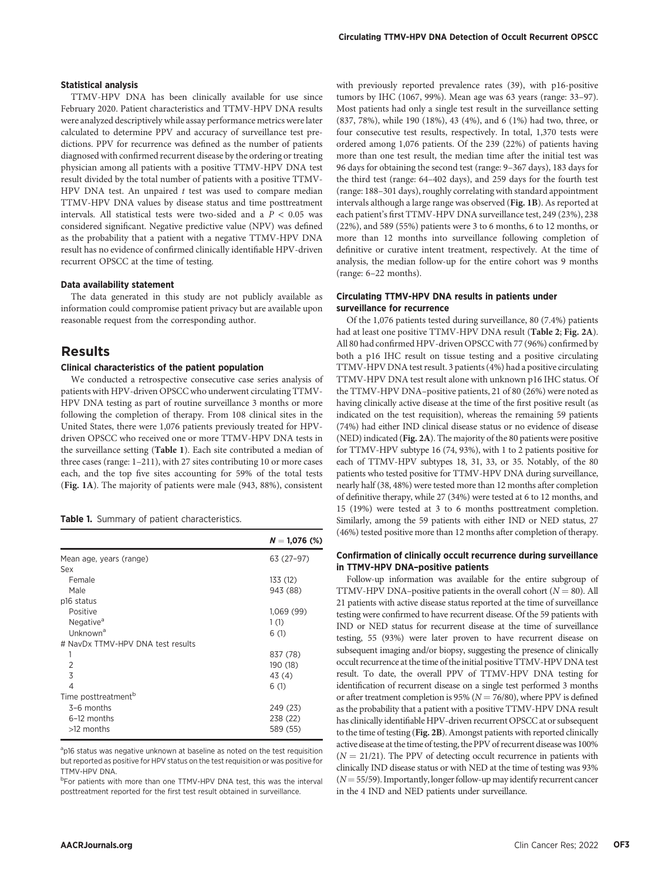### Statistical analysis

TTMV-HPV DNA has been clinically available for use since February 2020. Patient characteristics and TTMV-HPV DNA results were analyzed descriptively while assay performance metrics were later calculated to determine PPV and accuracy of surveillance test predictions. PPV for recurrence was defined as the number of patients diagnosed with confirmed recurrent disease by the ordering or treating physician among all patients with a positive TTMV-HPV DNA test result divided by the total number of patients with a positive TTMV-HPV DNA test. An unpaired $t$ test was used to compare median TTMV-HPV DNA values by disease status and time posttreatment intervals. All statistical tests were two-sided and a $P < 0.05$ was considered significant. Negative predictive value (NPV) was defined as the probability that a patient with a negative TTMV-HPV DNA result has no evidence of confirmed clinically identifiable HPV-driven recurrent OPSCC at the time of testing.

### Data availability statement

The data generated in this study are not publicly available as information could compromise patient privacy but are available upon reasonable request from the corresponding author.

## Results

### Clinical characteristics of the patient population

We conducted a retrospective consecutive case series analysis of patients with HPV-driven OPSCC who underwent circulating TTMV-HPV DNA testing as part of routine surveillance 3 months or more following the completion of therapy. From 108 clinical sites in the United States, there were 1,076 patients previously treated for HPV-driven OPSCC who received one or more TTMV-HPV DNA tests in the surveillance setting (**Table 1**). Each site contributed a median of three cases (range: 1–211), with 27 sites contributing 10 or more cases each, and the top five sites accounting for 59% of the total tests (**Fig. 1A**). The majority of patients were male (943, 88%), consistent with previously reported prevalence rates (39), with p16-positive tumors by IHC (1067, 99%). Mean age was 63 years (range: 33–97). Most patients had only a single test result in the surveillance setting (837, 78%), while 190 (18%), 43 (4%), and 6 (1%) had two, three, or four consecutive test results, respectively. In total, 1,370 tests were ordered among 1,076 patients. Of the 239 (22%) of patients having more than one test result, the median time after the initial test was 96 days for obtaining the second test (range: 9–367 days), 183 days for the third test (range: 64–402 days), and 259 days for the fourth test (range: 188–301 days), roughly correlating with standard appointment intervals although a large range was observed (**Fig. 1B**). As reported at each patient's first TTMV-HPV DNA surveillance test, 249 (23%), 238 (22%), and 589 (55%) patients were 3 to 6 months, 6 to 12 months, or more than 12 months into surveillance following completion of definitive or curative intent treatment, respectively. At the time of analysis, the median follow-up for the entire cohort was 9 months (range: 6–22 months).

**Table 1.** Summary of patient characteristics.

| | $N = 1,076$ (%) |
|---|---|
| Mean age, years (range) | 63 (27–97) |
| Sex | |
| Female | 133 (12) |
| Male | 943 (88) |
| p16 status | |
| Positive | 1,069 (99) |
| Negative[a] | 1 (1) |
| Unknown[a] | 6 (1) |
| # NavDx TTMV-HPV DNA test results | |
| 1 | 837 (78) |
| 2 | 190 (18) |
| 3 | 43 (4) |
| 4 | 6 (1) |
| Time posttreatment[b] | |
| 3–6 months | 249 (23) |
| 6–12 months | 238 (22) |
| >12 months | 589 (55) |

[a]p16 status was negative unknown at baseline as noted on the test requisition but reported as positive for HPV status on the test requisition or was positive for TTMV-HPV DNA.

[b]For patients with more than one TTMV-HPV DNA test, this was the interval posttreatment reported for the first test result obtained in surveillance.

### Circulating TTMV-HPV DNA results in patients under surveillance for recurrence

Of the 1,076 patients tested during surveillance, 80 (7.4%) patients had at least one positive TTMV-HPV DNA result (**Table 2**; **Fig. 2A**). All 80 had confirmed HPV-driven OPSCC with 77 (96%) confirmed by both a p16 IHC result on tissue testing and a positive circulating TTMV-HPV DNA test result. 3 patients (4%) had a positive circulating TTMV-HPV DNA test result alone with unknown p16 IHC status. Of the TTMV-HPV DNA–positive patients, 21 of 80 (26%) were noted as having clinically active disease at the time of the first positive result (as indicated on the test requisition), whereas the remaining 59 patients (74%) had either IND clinical disease status or no evidence of disease (NED) indicated (**Fig. 2A**). The majority of the 80 patients were positive for TTMV-HPV subtype 16 (74, 93%), with 1 to 2 patients positive for each of TTMV-HPV subtypes 18, 31, 33, or 35. Notably, of the 80 patients who tested positive for TTMV-HPV DNA during surveillance, nearly half (38, 48%) were tested more than 12 months after completion of definitive therapy, while 27 (34%) were tested at 6 to 12 months, and 15 (19%) were tested at 3 to 6 months posttreatment completion. Similarly, among the 59 patients with either IND or NED status, 27 (46%) tested positive more than 12 months after completion of therapy.

### Confirmation of clinically occult recurrence during surveillance in TTMV-HPV DNA–positive patients

Follow-up information was available for the entire subgroup of TTMV-HPV DNA–positive patients in the overall cohort ($N = 80$). All 21 patients with active disease status reported at the time of surveillance testing were confirmed to have recurrent disease. Of the 59 patients with IND or NED status for recurrent disease at the time of surveillance testing, 55 (93%) were later proven to have recurrent disease on subsequent imaging and/or biopsy, suggesting the presence of clinically occult recurrence at the time of the initial positive TTMV-HPV DNA test result. To date, the overall PPV of TTMV-HPV DNA testing for identification of recurrent disease on a single test performed 3 months or after treatment completion is 95% ($N = 76/80$), where PPV is defined as the probability that a patient with a positive TTMV-HPV DNA result has clinically identifiable HPV-driven recurrent OPSCC at or subsequent to the time of testing (**Fig. 2B**). Amongst patients with reported clinically active disease at the time of testing, the PPV of recurrent disease was 100% ($N = 21/21$). The PPV of detecting occult recurrence in patients with clinically IND disease status or with NED at the time of testing was 93% ($N = 55/59$). Importantly, longer follow-up may identify recurrent cancer in the 4 IND and NED patients under surveillance.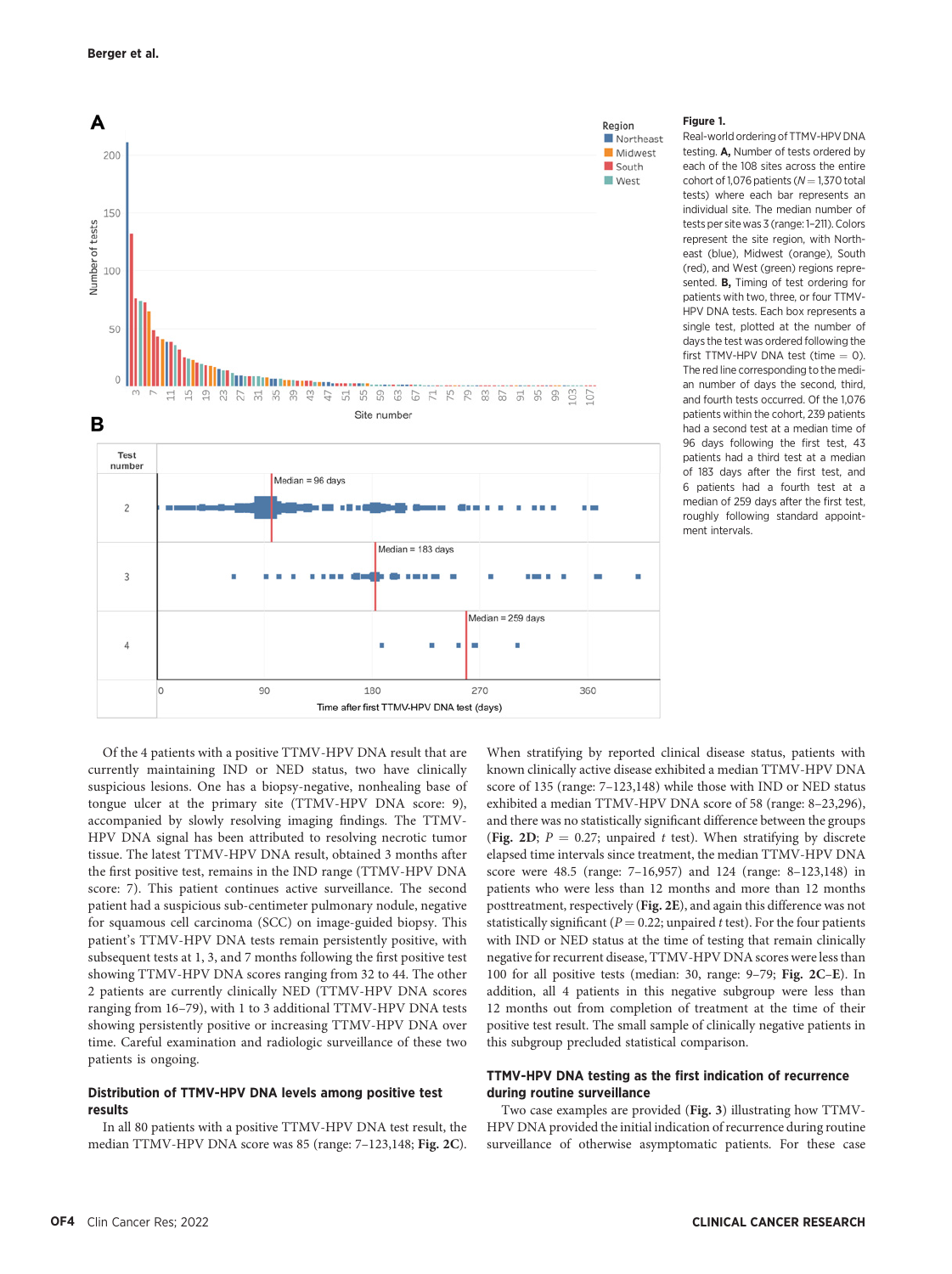**Figure 1.**

Real-world ordering of TTMV-HPV DNA testing. **A,** Number of tests ordered by each of the 108 sites across the entire cohort of 1,076 patients ($N = 1,370$ total tests) where each bar represents an individual site. The median number of tests per site was 3 (range: 1–211). Colors represent the site region, with Northeast (blue), Midwest (orange), South (red), and West (green) regions represented. **B,** Timing of test ordering for patients with two, three, or four TTMV-HPV DNA tests. Each box represents a single test, plotted at the number of days the test was ordered following the first TTMV-HPV DNA test (time = 0). The red line corresponding to the median number of days the second, third, and fourth tests occurred. Of the 1,076 patients within the cohort, 239 patients had a second test at a median time of 96 days following the first test, 43 patients had a third test at a median of 183 days after the first test, and 6 patients had a fourth test at a median of 259 days after the first test, roughly following standard appointment intervals.

Of the 4 patients with a positive TTMV-HPV DNA result that are currently maintaining IND or NED status, two have clinically suspicious lesions. One has a biopsy-negative, nonhealing base of tongue ulcer at the primary site (TTMV-HPV DNA score: 9), accompanied by slowly resolving imaging findings. The TTMV-HPV DNA signal has been attributed to resolving necrotic tumor tissue. The latest TTMV-HPV DNA result, obtained 3 months after the first positive test, remains in the IND range (TTMV-HPV DNA score: 7). This patient continues active surveillance. The second patient had a suspicious sub-centimeter pulmonary nodule, negative for squamous cell carcinoma (SCC) on image-guided biopsy. This patient's TTMV-HPV DNA tests remain persistently positive, with subsequent tests at 1, 3, and 7 months following the first positive test showing TTMV-HPV DNA scores ranging from 32 to 44. The other 2 patients are currently clinically NED (TTMV-HPV DNA scores ranging from 16–79), with 1 to 3 additional TTMV-HPV DNA tests showing persistently positive or increasing TTMV-HPV DNA over time. Careful examination and radiologic surveillance of these two patients is ongoing.

## Distribution of TTMV-HPV DNA levels among positive test results

In all 80 patients with a positive TTMV-HPV DNA test result, the median TTMV-HPV DNA score was 85 (range: 7–123,148; **Fig. 2C**). When stratifying by reported clinical disease status, patients with known clinically active disease exhibited a median TTMV-HPV DNA score of 135 (range: 7–123,148) while those with IND or NED status exhibited a median TTMV-HPV DNA score of 58 (range: 8–23,296), and there was no statistically significant difference between the groups (**Fig. 2D**; $P = 0.27$; unpaired $t$ test). When stratifying by discrete elapsed time intervals since treatment, the median TTMV-HPV DNA score were 48.5 (range: 7–16,957) and 124 (range: 8–123,148) in patients who were less than 12 months and more than 12 months posttreatment, respectively (**Fig. 2E**), and again this difference was not statistically significant ($P = 0.22$; unpaired $t$ test). For the four patients with IND or NED status at the time of testing that remain clinically negative for recurrent disease, TTMV-HPV DNA scores were less than 100 for all positive tests (median: 30, range: 9–79; **Fig. 2C–E**). In addition, all 4 patients in this negative subgroup were less than 12 months out from completion of treatment at the time of their positive test result. The small sample of clinically negative patients in this subgroup precluded statistical comparison.

## TTMV-HPV DNA testing as the first indication of recurrence during routine surveillance

Two case examples are provided (**Fig. 3**) illustrating how TTMV-HPV DNA provided the initial indication of recurrence during routine surveillance of otherwise asymptomatic patients. For these case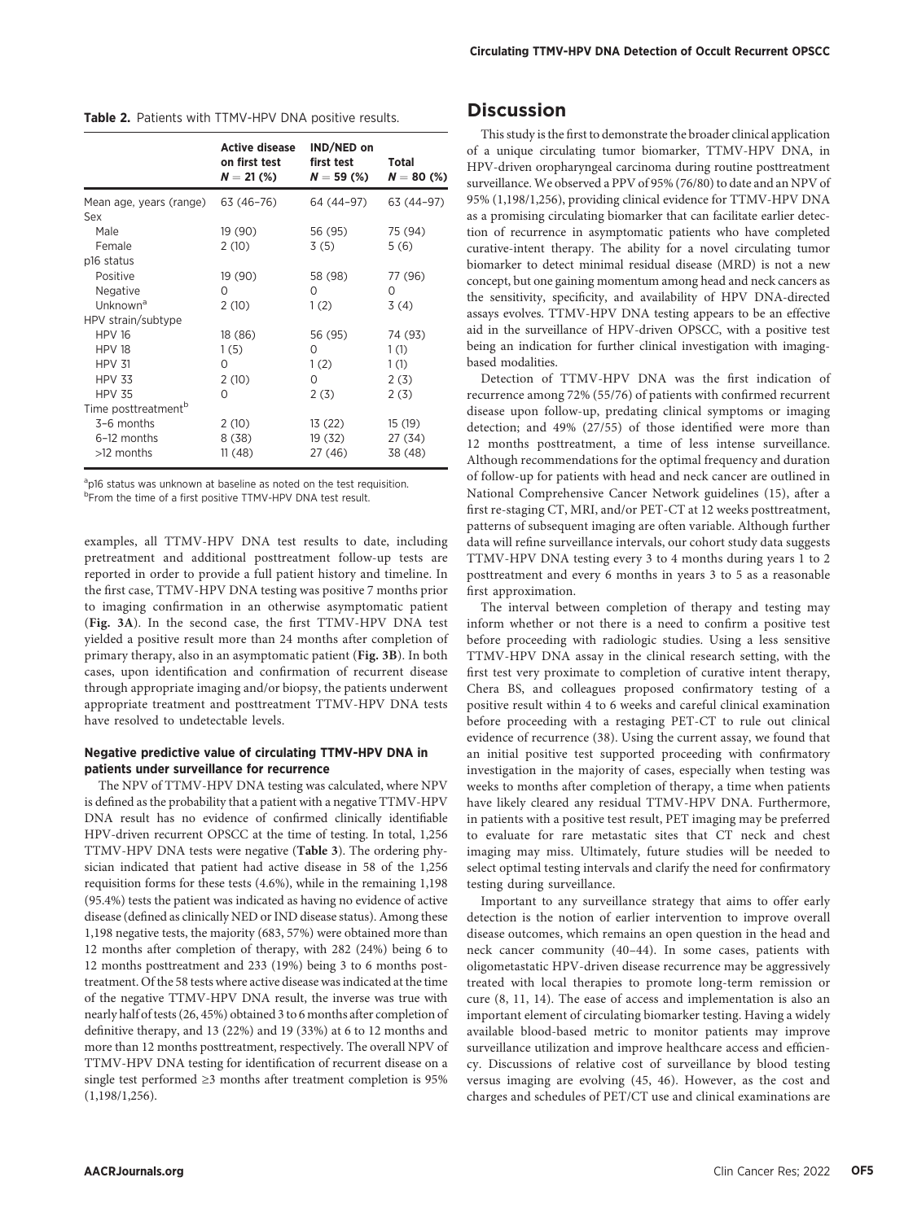**Table 2.** Patients with TTMV-HPV DNA positive results.

| | Active disease on first test $N = 21$ (%) | IND/NED on first test $N = 59$ (%) | Total $N = 80$ (%) |
|---|---|---|---|
| Mean age, years (range) | 63 (46–76) | 64 (44–97) | 63 (44–97) |
| Sex | | | |
| Male | 19 (90) | 56 (95) | 75 (94) |
| Female | 2 (10) | 3 (5) | 5 (6) |
| p16 status | | | |
| Positive | 19 (90) | 58 (98) | 77 (96) |
| Negative | 0 | 0 | 0 |
| Unknown[a] | 2 (10) | 1 (2) | 3 (4) |
| HPV strain/subtype | | | |
| HPV 16 | 18 (86) | 56 (95) | 74 (93) |
| HPV 18 | 1 (5) | 0 | 1 (1) |
| HPV 31 | 0 | 1 (2) | 1 (1) |
| HPV 33 | 2 (10) | 0 | 2 (3) |
| HPV 35 | 0 | 2 (3) | 2 (3) |
| Time posttreatment[b] | | | |
| 3–6 months | 2 (10) | 13 (22) | 15 (19) |
| 6–12 months | 8 (38) | 19 (32) | 27 (34) |
| >12 months | 11 (48) | 27 (46) | 38 (48) |

[a]p16 status was unknown at baseline as noted on the test requisition.
[b]From the time of a first positive TTMV-HPV DNA test result.

examples, all TTMV-HPV DNA test results to date, including pretreatment and additional posttreatment follow-up tests are reported in order to provide a full patient history and timeline. In the first case, TTMV-HPV DNA testing was positive 7 months prior to imaging confirmation in an otherwise asymptomatic patient (**Fig. 3A**). In the second case, the first TTMV-HPV DNA test yielded a positive result more than 24 months after completion of primary therapy, also in an asymptomatic patient (**Fig. 3B**). In both cases, upon identification and confirmation of recurrent disease through appropriate imaging and/or biopsy, the patients underwent appropriate treatment and posttreatment TTMV-HPV DNA tests have resolved to undetectable levels.

### Negative predictive value of circulating TTMV-HPV DNA in patients under surveillance for recurrence

The NPV of TTMV-HPV DNA testing was calculated, where NPV is defined as the probability that a patient with a negative TTMV-HPV DNA result has no evidence of confirmed clinically identifiable HPV-driven recurrent OPSCC at the time of testing. In total, 1,256 TTMV-HPV DNA tests were negative (**Table 3**). The ordering physician indicated that patient had active disease in 58 of the 1,256 requisition forms for these tests (4.6%), while in the remaining 1,198 (95.4%) tests the patient was indicated as having no evidence of active disease (defined as clinically NED or IND disease status). Among these 1,198 negative tests, the majority (683, 57%) were obtained more than 12 months after completion of therapy, with 282 (24%) being 6 to 12 months posttreatment and 233 (19%) being 3 to 6 months posttreatment. Of the 58 tests where active disease was indicated at the time of the negative TTMV-HPV DNA result, the inverse was true with nearly half of tests (26, 45%) obtained 3 to 6 months after completion of definitive therapy, and 13 (22%) and 19 (33%) at 6 to 12 months and more than 12 months posttreatment, respectively. The overall NPV of TTMV-HPV DNA testing for identification of recurrent disease on a single test performed ≥3 months after treatment completion is 95% (1,198/1,256).

## Discussion

This study is the first to demonstrate the broader clinical application of a unique circulating tumor biomarker, TTMV-HPV DNA, in HPV-driven oropharyngeal carcinoma during routine posttreatment surveillance. We observed a PPV of 95% (76/80) to date and an NPV of 95% (1,198/1,256), providing clinical evidence for TTMV-HPV DNA as a promising circulating biomarker that can facilitate earlier detection of recurrence in asymptomatic patients who have completed curative-intent therapy. The ability for a novel circulating tumor biomarker to detect minimal residual disease (MRD) is not a new concept, but one gaining momentum among head and neck cancers as the sensitivity, specificity, and availability of HPV DNA-directed assays evolves. TTMV-HPV DNA testing appears to be an effective aid in the surveillance of HPV-driven OPSCC, with a positive test being an indication for further clinical investigation with imaging-based modalities.

Detection of TTMV-HPV DNA was the first indication of recurrence among 72% (55/76) of patients with confirmed recurrent disease upon follow-up, predating clinical symptoms or imaging detection; and 49% (27/55) of those identified were more than 12 months posttreatment, a time of less intense surveillance. Although recommendations for the optimal frequency and duration of follow-up for patients with head and neck cancer are outlined in National Comprehensive Cancer Network guidelines (15), after a first re-staging CT, MRI, and/or PET-CT at 12 weeks posttreatment, patterns of subsequent imaging are often variable. Although further data will refine surveillance intervals, our cohort study data suggests TTMV-HPV DNA testing every 3 to 4 months during years 1 to 2 posttreatment and every 6 months in years 3 to 5 as a reasonable first approximation.

The interval between completion of therapy and testing may inform whether or not there is a need to confirm a positive test before proceeding with radiologic studies. Using a less sensitive TTMV-HPV DNA assay in the clinical research setting, with the first test very proximate to completion of curative intent therapy, Chera BS, and colleagues proposed confirmatory testing of a positive result within 4 to 6 weeks and careful clinical examination before proceeding with a restaging PET-CT to rule out clinical evidence of recurrence (38). Using the current assay, we found that an initial positive test supported proceeding with confirmatory investigation in the majority of cases, especially when testing was weeks to months after completion of therapy, a time when patients have likely cleared any residual TTMV-HPV DNA. Furthermore, in patients with a positive test result, PET imaging may be preferred to evaluate for rare metastatic sites that CT neck and chest imaging may miss. Ultimately, future studies will be needed to select optimal testing intervals and clarify the need for confirmatory testing during surveillance.

Important to any surveillance strategy that aims to offer early detection is the notion of earlier intervention to improve overall disease outcomes, which remains an open question in the head and neck cancer community (40–44). In some cases, patients with oligometastatic HPV-driven disease recurrence may be aggressively treated with local therapies to promote long-term remission or cure (8, 11, 14). The ease of access and implementation is also an important element of circulating biomarker testing. Having a widely available blood-based metric to monitor patients may improve surveillance utilization and improve healthcare access and efficiency. Discussions of relative cost of surveillance by blood testing versus imaging are evolving (45, 46). However, as the cost and charges and schedules of PET/CT use and clinical examinations are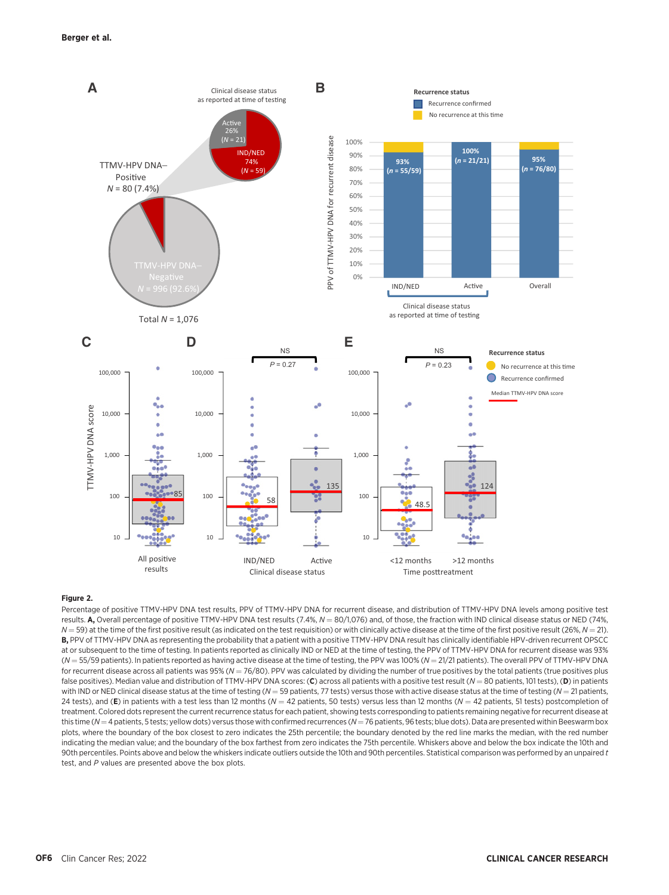**Figure 2.**

Percentage of positive TTMV-HPV DNA test results, PPV of TTMV-HPV DNA for recurrent disease, and distribution of TTMV-HPV DNA levels among positive test results. **A,** Overall percentage of positive TTMV-HPV DNA test results (7.4%, $N = 80/1,076$) and, of those, the fraction with IND clinical disease status or NED (74%, $N = 59$) at the time of the first positive result (as indicated on the test requisition) or with clinically active disease at the time of the first positive result (26%, $N = 21$). **B,** PPV of TTMV-HPV DNA as representing the probability that a patient with a positive TTMV-HPV DNA result has clinically identifiable HPV-driven recurrent OPSCC at or subsequent to the time of testing. In patients reported as clinically IND or NED at the time of testing, the PPV of TTMV-HPV DNA for recurrent disease was 93% ($N = 55/59$ patients). In patients reported as having active disease at the time of testing, the PPV was 100% ($N = 21/21$ patients). The overall PPV of TTMV-HPV DNA for recurrent disease across all patients was 95% ($N = 76/80$). PPV was calculated by dividing the number of true positives by the total patients (true positives plus false positives). Median value and distribution of TTMV-HPV DNA scores: (**C**) across all patients with a positive test result ($N = 80$ patients, 101 tests), (**D**) in patients with IND or NED clinical disease status at the time of testing ($N = 59$ patients, 77 tests) versus those with active disease status at the time of testing ($N = 21$ patients, 24 tests), and (**E**) in patients with a test less than 12 months ($N = 42$ patients, 50 tests) versus less than 12 months ($N = 42$ patients, 51 tests) postcompletion of treatment. Colored dots represent the current recurrence status for each patient, showing tests corresponding to patients remaining negative for recurrent disease at this time ($N = 4$ patients, 5 tests; yellow dots) versus those with confirmed recurrences ($N = 76$ patients, 96 tests; blue dots). Data are presented within Beeswarm box plots, where the boundary of the box closest to zero indicates the 25th percentile; the boundary denoted by the red line marks the median, with the red number indicating the median value; and the boundary of the box farthest from zero indicates the 75th percentile. Whiskers above and below the box indicate the 10th and 90th percentiles. Points above and below the whiskers indicate outliers outside the 10th and 90th percentiles. Statistical comparison was performed by an unpaired *t* test, and *P* values are presented above the box plots.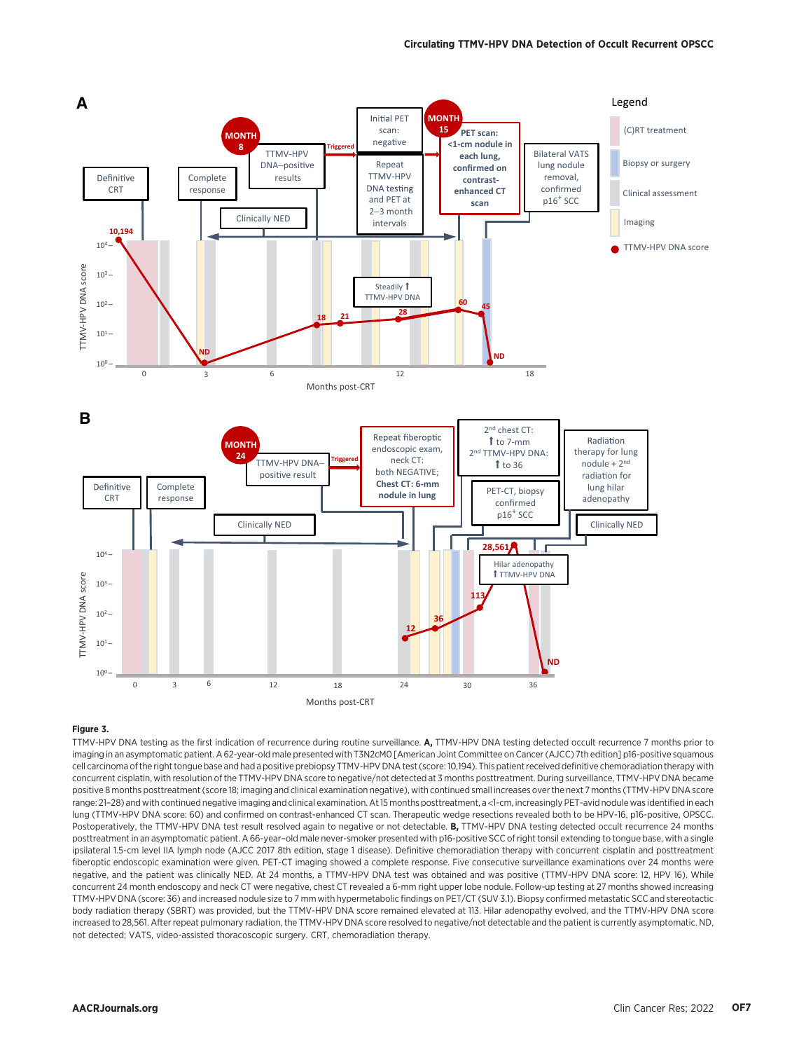**Figure 3.**

TTMV-HPV DNA testing as the first indication of recurrence during routine surveillance. **A,** TTMV-HPV DNA testing detected occult recurrence 7 months prior to imaging in an asymptomatic patient. A 62-year-old male presented with T3N2cM0 [American Joint Committee on Cancer (AJCC) 7th edition] p16-positive squamous cell carcinoma of the right tongue base and had a positive prebiopsy TTMV-HPV DNA test (score: 10,194). This patient received definitive chemoradiation therapy with concurrent cisplatin, with resolution of the TTMV-HPV DNA score to negative/not detected at 3 months posttreatment. During surveillance, TTMV-HPV DNA became positive 8 months posttreatment (score 18; imaging and clinical examination negative), with continued small increases over the next 7 months (TTMV-HPV DNA score range: 21–28) and with continued negative imaging and clinical examination. At 15 months posttreatment, a <1-cm, increasingly PET-avid nodule was identified in each lung (TTMV-HPV DNA score: 60) and confirmed on contrast-enhanced CT scan. Therapeutic wedge resections revealed both to be HPV-16, p16-positive, OPSCC. Postoperatively, the TTMV-HPV DNA test resolved again to negative or not detectable. **B,** TTMV-HPV DNA testing detected occult recurrence 24 months posttreatment in an asymptomatic patient. A 66-year-old male never-smoker presented with p16-positive SCC of right tonsil extending to tongue base, with a single ipsilateral 1.5-cm level IIA lymph node (AJCC 2017 8th edition, stage 1 disease). Definitive chemoradiation therapy with concurrent cisplatin and posttreatment fiberoptic endoscopic examination were given. PET-CT imaging showed a complete response. Five consecutive surveillance examinations over 24 months were negative, and the patient was clinically NED. At 24 months, a TTMV-HPV DNA test was obtained and was positive (TTMV-HPV DNA score: 12, HPV 16). While concurrent 24 month endoscopy and neck CT were negative, chest CT revealed a 6-mm right upper lobe nodule. Follow-up testing at 27 months showed increasing TTMV-HPV DNA (score: 36) and increased nodule size to 7 mm with hypermetabolic findings on PET/CT (SUV 3.1). Biopsy confirmed metastatic SCC and stereotactic body radiation therapy (SBRT) was provided, but the TTMV-HPV DNA score remained elevated at 113. Hilar adenopathy evolved, and the TTMV-HPV DNA score increased to 28,561. After repeat pulmonary radiation, the TTMV-HPV DNA score resolved to negative/not detectable and the patient is currently asymptomatic. ND, not detected; VATS, video-assisted thoracoscopic surgery. CRT, chemoradiation therapy.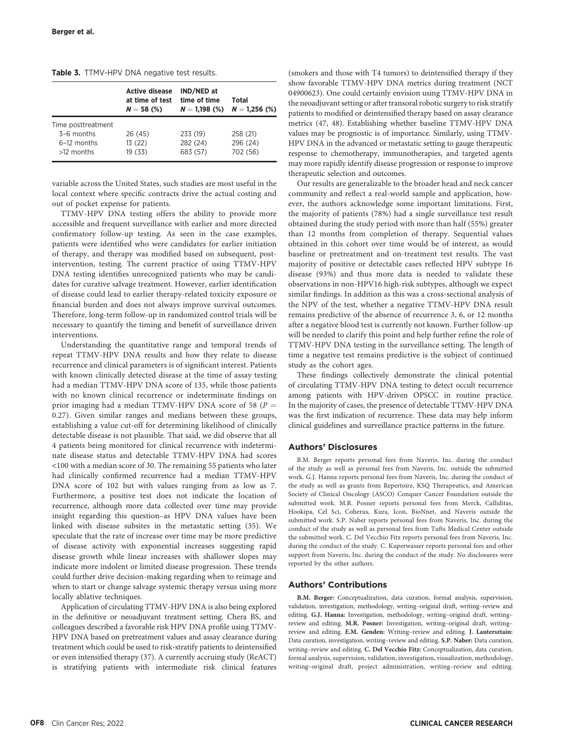**Table 3.** TTMV-HPV DNA negative test results.

| | Active disease at time of test $N = 58$ (%) | IND/NED at time of time $N = 1,198$ (%) | Total $N = 1,256$ (%) |
|---|---|---|---|
| Time posttreatment | | | |
| 3–6 months | 26 (45) | 233 (19) | 258 (21) |
| 6–12 months | 13 (22) | 282 (24) | 296 (24) |
| >12 months | 19 (33) | 683 (57) | 702 (56) |

variable across the United States, such studies are most useful in the local context where specific contracts drive the actual costing and out of pocket expense for patients.

TTMV-HPV DNA testing offers the ability to provide more accessible and frequent surveillance with earlier and more directed confirmatory follow-up testing. As seen in the case examples, patients were identified who were candidates for earlier initiation of therapy, and therapy was modified based on subsequent, post-intervention, testing. The current practice of using TTMV-HPV DNA testing identifies unrecognized patients who may be candidates for curative salvage treatment. However, earlier identification of disease could lead to earlier therapy-related toxicity exposure or financial burden and does not always improve survival outcomes. Therefore, long-term follow-up in randomized control trials will be necessary to quantify the timing and benefit of surveillance driven interventions.

Understanding the quantitative range and temporal trends of repeat TTMV-HPV DNA results and how they relate to disease recurrence and clinical parameters is of significant interest. Patients with known clinically detected disease at the time of assay testing had a median TTMV-HPV DNA score of 135, while those patients with no known clinical recurrence or indeterminate findings on prior imaging had a median TTMV-HPV DNA score of 58 ($P = 0.27$). Given similar ranges and medians between these groups, establishing a value cut-off for determining likelihood of clinically detectable disease is not plausible. That said, we did observe that all 4 patients being monitored for clinical recurrence with indeterminate disease status and detectable TTMV-HPV DNA had scores <100 with a median score of 30. The remaining 55 patients who later had clinically confirmed recurrence had a median TTMV-HPV DNA score of 102 but with values ranging from as low as 7. Furthermore, a positive test does not indicate the location of recurrence, although more data collected over time may provide insight regarding this question–as HPV DNA values have been linked with disease subsites in the metastatic setting (35). We speculate that the rate of increase over time may be more predictive of disease activity with exponential increases suggesting rapid disease growth while linear increases with shallower slopes may indicate more indolent or limited disease progression. These trends could further drive decision-making regarding when to reimage and when to start or change salvage systemic therapy versus using more locally ablative techniques.

Application of circulating TTMV-HPV DNA is also being explored in the definitive or neoadjuvant treatment setting. Chera BS, and colleagues described a favorable risk HPV DNA profile using TTMV-HPV DNA based on pretreatment values and assay clearance during treatment which could be used to risk-stratify patients to deintensified or even intensified therapy (37). A currently accruing study (ReACT) is stratifying patients with intermediate risk clinical features (smokers and those with T4 tumors) to deintensified therapy if they show favorable TTMV-HPV DNA metrics during treatment (NCT 04900623). One could certainly envision using TTMV-HPV DNA in the neoadjuvant setting or after transoral robotic surgery to risk stratify patients to modified or deintensified therapy based on assay clearance metrics (47, 48). Establishing whether baseline TTMV-HPV DNA values may be prognostic is of importance. Similarly, using TTMV-HPV DNA in the advanced or metastatic setting to gauge therapeutic response to chemotherapy, immunotherapies, and targeted agents may more rapidly identify disease progression or response to improve therapeutic selection and outcomes.

Our results are generalizable to the broader head and neck cancer community and reflect a real-world sample and application, however, the authors acknowledge some important limitations. First, the majority of patients (78%) had a single surveillance test result obtained during the study period with more than half (55%) greater than 12 months from completion of therapy. Sequential values obtained in this cohort over time would be of interest, as would baseline or pretreatment and on-treatment test results. The vast majority of positive or detectable cases reflected HPV subtype 16 disease (93%) and thus more data is needed to validate these observations in non-HPV16 high-risk subtypes, although we expect similar findings. In addition as this was a cross-sectional analysis of the NPV of the test, whether a negative TTMV-HPV DNA result remains predictive of the absence of recurrence 3, 6, or 12 months after a negative blood test is currently not known. Further follow-up will be needed to clarify this point and help further refine the role of TTMV-HPV DNA testing in the surveillance setting. The length of time a negative test remains predictive is the subject of continued study as the cohort ages.

These findings collectively demonstrate the clinical potential of circulating TTMV-HPV DNA testing to detect occult recurrence among patients with HPV-driven OPSCC in routine practice. In the majority of cases, the presence of detectable TTMV-HPV DNA was the first indication of recurrence. These data may help inform clinical guidelines and surveillance practice patterns in the future.

## Authors' Disclosures

B.M. Berger reports personal fees from Naveris, Inc. during the conduct of the study as well as personal fees from Naveris, Inc. outside the submitted work. G.J. Hanna reports personal fees from Naveris, Inc. during the conduct of the study as well as grants from Repertoire, KSQ Therapeutics, and American Society of Clinical Oncology (ASCO) Conquer Cancer Foundation outside the submitted work. M.R. Posner reports personal fees from Merck, Calliditas, Hookipa, Cel Sci, Coherus, Kura, Icon, BioNnet, and Naveris outside the submitted work. S.P. Naber reports personal fees from Naveris, Inc. during the conduct of the study as well as personal fees from Tufts Medical Center outside the submitted work. C. Del Vecchio Fitz reports personal fees from Naveris, Inc. during the conduct of the study. C. Kuperwasser reports personal fees and other support from Naveris, Inc. during the conduct of the study. No disclosures were reported by the other authors.

## Authors' Contributions

**B.M. Berger:** Conceptualization, data curation, formal analysis, supervision, validation, investigation, methodology, writing–original draft, writing–review and editing. **G.J. Hanna:** Investigation, methodology, writing–original draft, writing–review and editing. **M.R. Posner:** Investigation, writing–original draft, writing–review and editing. **E.M. Genden:** Writing–review and editing. **J. Lautersztain:** Data curation, investigation, writing–review and editing. **S.P. Naber:** Data curation, writing–review and editing. **C. Del Vecchio Fitz:** Conceptualization, data curation, formal analysis, supervision, validation, investigation, visualization, methodology, writing–original draft, project administration, writing–review and editing.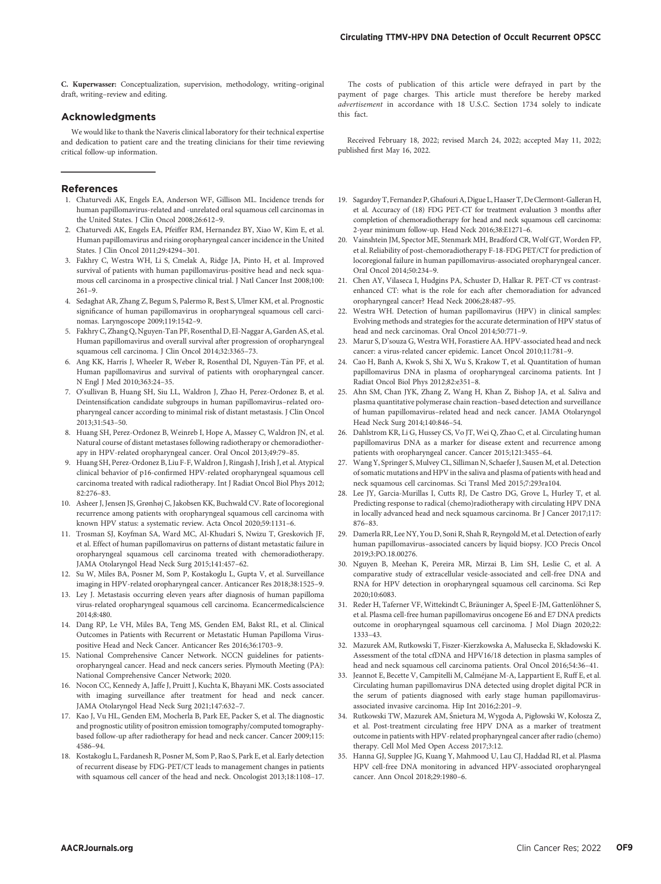**C. Kuperwasser:** Conceptualization, supervision, methodology, writing–original draft, writing–review and editing.

## Acknowledgments

We would like to thank the Naveris clinical laboratory for their technical expertise and dedication to patient care and the treating clinicians for their time reviewing critical follow-up information.

The costs of publication of this article were defrayed in part by the payment of page charges. This article must therefore be hereby marked *advertisement* in accordance with 18 U.S.C. Section 1734 solely to indicate this fact.

Received February 18, 2022; revised March 24, 2022; accepted May 11, 2022; published first May 16, 2022.

## References

1. Chaturvedi AK, Engels EA, Anderson WF, Gillison ML. Incidence trends for human papillomavirus-related and -unrelated oral squamous cell carcinomas in the United States. J Clin Oncol 2008;26:612–9.
2. Chaturvedi AK, Engels EA, Pfeiffer RM, Hernandez BY, Xiao W, Kim E, et al. Human papillomavirus and rising oropharyngeal cancer incidence in the United States. J Clin Oncol 2011;29:4294–301.
3. Fakhry C, Westra WH, Li S, Cmelak A, Ridge JA, Pinto H, et al. Improved survival of patients with human papillomavirus-positive head and neck squamous cell carcinoma in a prospective clinical trial. J Natl Cancer Inst 2008;100:261–9.
4. Sedaghat AR, Zhang Z, Begum S, Palermo R, Best S, Ulmer KM, et al. Prognostic significance of human papillomavirus in oropharyngeal squamous cell carcinomas. Laryngoscope 2009;119:1542–9.
5. Fakhry C, Zhang Q, Nguyen-Tan PF, Rosenthal D, El-Naggar A, Garden AS, et al. Human papillomavirus and overall survival after progression of oropharyngeal squamous cell carcinoma. J Clin Oncol 2014;32:3365–73.
6. Ang KK, Harris J, Wheeler R, Weber R, Rosenthal DI, Nguyen-Tân PF, et al. Human papillomavirus and survival of patients with oropharyngeal cancer. N Engl J Med 2010;363:24–35.
7. O'sullivan B, Huang SH, Siu LL, Waldron J, Zhao H, Perez-Ordonez B, et al. Deintensification candidate subgroups in human papillomavirus–related oropharyngeal cancer according to minimal risk of distant metastasis. J Clin Oncol 2013;31:543–50.
8. Huang SH, Perez-Ordonez B, Weinreb I, Hope A, Massey C, Waldron JN, et al. Natural course of distant metastases following radiotherapy or chemoradiotherapy in HPV-related oropharyngeal cancer. Oral Oncol 2013;49:79–85.
9. Huang SH, Perez-Ordonez B, Liu F-F, Waldron J, Ringash J, Irish J, et al. Atypical clinical behavior of p16-confirmed HPV-related oropharyngeal squamous cell carcinoma treated with radical radiotherapy. Int J Radiat Oncol Biol Phys 2012;82:276–83.
10. Asheer J, Jensen JS, Grønhøj C, Jakobsen KK, Buchwald CV. Rate of locoregional recurrence among patients with oropharyngeal squamous cell carcinoma with known HPV status: a systematic review. Acta Oncol 2020;59:1131–6.
11. Trosman SJ, Koyfman SA, Ward MC, Al-Khudari S, Nwizu T, Greskovich JF, et al. Effect of human papillomavirus on patterns of distant metastatic failure in oropharyngeal squamous cell carcinoma treated with chemoradiotherapy. JAMA Otolaryngol Head Neck Surg 2015;141:457–62.
12. Su W, Miles BA, Posner M, Som P, Kostakoglu L, Gupta V, et al. Surveillance imaging in HPV-related oropharyngeal cancer. Anticancer Res 2018;38:1525–9.
13. Ley J. Metastasis occurring eleven years after diagnosis of human papilloma virus-related oropharyngeal squamous cell carcinoma. Ecancermedicalscience 2014;8:480.
14. Dang RP, Le VH, Miles BA, Teng MS, Genden EM, Bakst RL, et al. Clinical Outcomes in Patients with Recurrent or Metastatic Human Papilloma Virus-positive Head and Neck Cancer. Anticancer Res 2016;36:1703–9.
15. National Comprehensive Cancer Network. NCCN guidelines for patients-oropharyngeal cancer. Head and neck cancers series. Plymouth Meeting (PA): National Comprehensive Cancer Network; 2020.
16. Nocon CC, Kennedy A, Jaffe J, Pruitt J, Kuchta K, Bhayani MK. Costs associated with imaging surveillance after treatment for head and neck cancer. JAMA Otolaryngol Head Neck Surg 2021;147:632–7.
17. Kao J, Vu HL, Genden EM, Mocherla B, Park EE, Packer S, et al. The diagnostic and prognostic utility of positron emission tomography/computed tomography-based follow-up after radiotherapy for head and neck cancer. Cancer 2009;115:4586–94.
18. Kostakoglu L, Fardanesh R, Posner M, Som P, Rao S, Park E, et al. Early detection of recurrent disease by FDG-PET/CT leads to management changes in patients with squamous cell cancer of the head and neck. Oncologist 2013;18:1108–17.
19. Sagardoy T, Fernandez P, Ghafouri A, Digue L, Haaser T, De Clermont-Galleran H, et al. Accuracy of (18) FDG PET-CT for treatment evaluation 3 months after completion of chemoradiotherapy for head and neck squamous cell carcinoma: 2-year minimum follow-up. Head Neck 2016;38:E1271–6.
20. Vainshtein JM, Spector ME, Stenmark MH, Bradford CR, Wolf GT, Worden FP, et al. Reliability of post-chemoradiotherapy F-18-FDG PET/CT for prediction of locoregional failure in human papillomavirus-associated oropharyngeal cancer. Oral Oncol 2014;50:234–9.
21. Chen AY, Vilaseca I, Hudgins PA, Schuster D, Halkar R. PET-CT vs contrast-enhanced CT: what is the role for each after chemoradiation for advanced oropharyngeal cancer? Head Neck 2006;28:487–95.
22. Westra WH. Detection of human papillomavirus (HPV) in clinical samples: Evolving methods and strategies for the accurate determination of HPV status of head and neck carcinomas. Oral Oncol 2014;50:771–9.
23. Marur S, D'souza G, Westra WH, Forastiere AA. HPV-associated head and neck cancer: a virus-related cancer epidemic. Lancet Oncol 2010;11:781–9.
24. Cao H, Banh A, Kwok S, Shi X, Wu S, Krakow T, et al. Quantitation of human papillomavirus DNA in plasma of oropharyngeal carcinoma patients. Int J Radiat Oncol Biol Phys 2012;82:e351–8.
25. Ahn SM, Chan JYK, Zhang Z, Wang H, Khan Z, Bishop JA, et al. Saliva and plasma quantitative polymerase chain reaction–based detection and surveillance of human papillomavirus–related head and neck cancer. JAMA Otolaryngol Head Neck Surg 2014;140:846–54.
26. Dahlstrom KR, Li G, Hussey CS, Vo JT, Wei Q, Zhao C, et al. Circulating human papillomavirus DNA as a marker for disease extent and recurrence among patients with oropharyngeal cancer. Cancer 2015;121:3455–64.
27. Wang Y, Springer S, Mulvey CL, Silliman N, Schaefer J, Sausen M, et al. Detection of somatic mutations and HPV in the saliva and plasma of patients with head and neck squamous cell carcinomas. Sci Transl Med 2015;7:293ra104.
28. Lee JY, Garcia-Murillas I, Cutts RJ, De Castro DG, Grove L, Hurley T, et al. Predicting response to radical (chemo)radiotherapy with circulating HPV DNA in locally advanced head and neck squamous carcinoma. Br J Cancer 2017;117:876–83.
29. Damerla RR, Lee NY, You D, Soni R, Shah R, Reyngold M, et al. Detection of early human papillomavirus–associated cancers by liquid biopsy. JCO Precis Oncol 2019;3:PO.18.00276.
30. Nguyen B, Meehan K, Pereira MR, Mirzai B, Lim SH, Leslie C, et al. A comparative study of extracellular vesicle-associated and cell-free DNA and RNA for HPV detection in oropharyngeal squamous cell carcinoma. Sci Rep 2020;10:6083.
31. Reder H, Taferner VF, Wittekindt C, Bräuninger A, Speel E-JM, Gattenlöhner S, et al. Plasma cell-free human papillomavirus oncogene E6 and E7 DNA predicts outcome in oropharyngeal squamous cell carcinoma. J Mol Diagn 2020;22:1333–43.
32. Mazurek AM, Rutkowski T, Fiszer-Kierzkowska A, Małusecka E, Składowski K. Assessment of the total cfDNA and HPV16/18 detection in plasma samples of head and neck squamous cell carcinoma patients. Oral Oncol 2016;54:36–41.
33. Jeannot E, Becette V, Campitelli M, Calméjane M-A, Lappartient E, Ruff E, et al. Circulating human papillomavirus DNA detected using droplet digital PCR in the serum of patients diagnosed with early stage human papillomavirus-associated invasive carcinoma. Hip Int 2016;2:201–9.
34. Rutkowski TW, Mazurek AM, Śnietura M, Wygoda A, Pigłowski W, Kołosza Z, et al. Post-treatment circulating free HPV DNA as a marker of treatment outcome in patients with HPV-related propharyngeal cancer after radio (chemo) therapy. Cell Mol Med Open Access 2017;3:12.
35. Hanna GJ, Supplee JG, Kuang Y, Mahmoud U, Lau CJ, Haddad RI, et al. Plasma HPV cell-free DNA monitoring in advanced HPV-associated oropharyngeal cancer. Ann Oncol 2018;29:1980–6.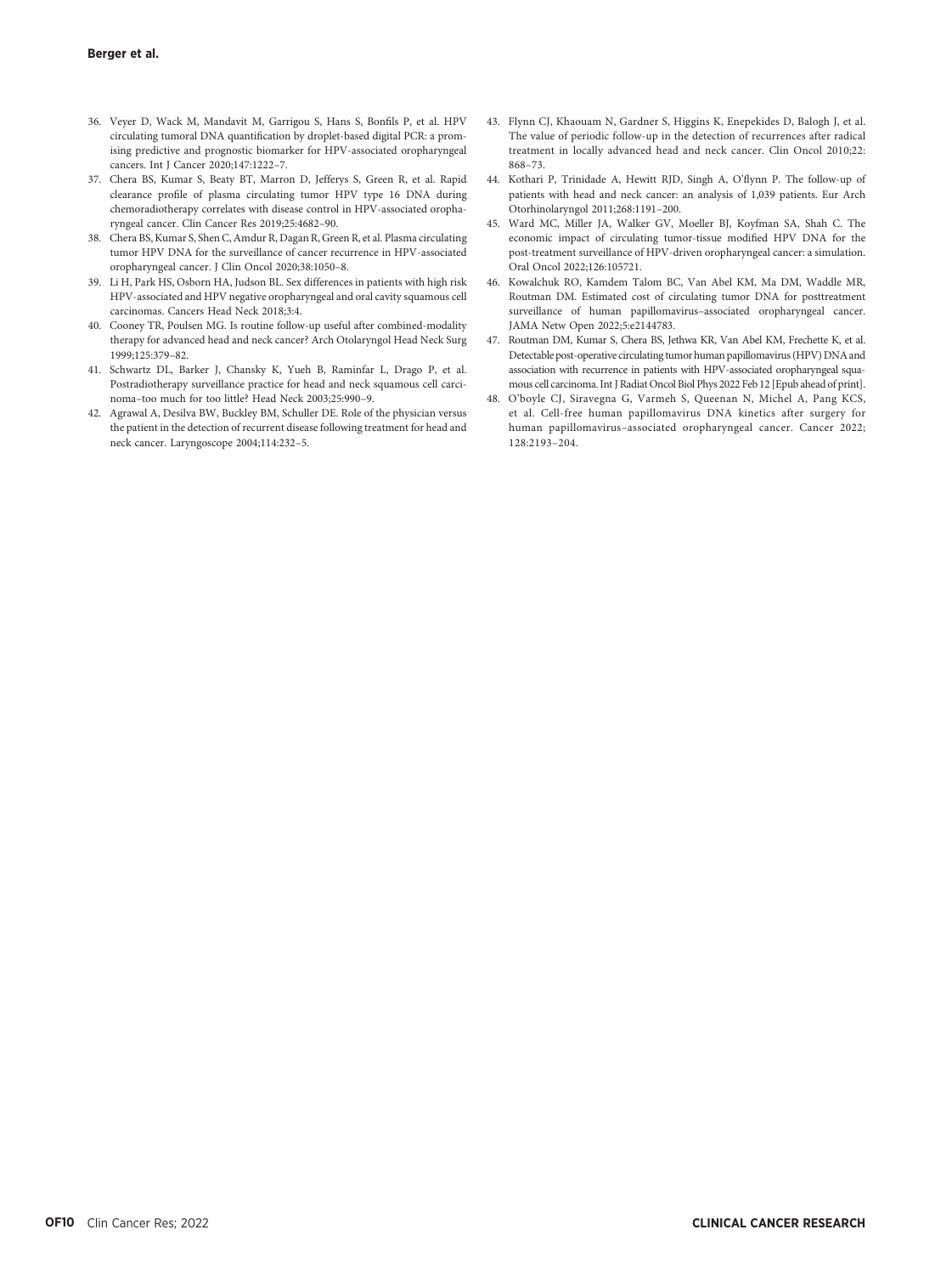36. Veyer D, Wack M, Mandavit M, Garrigou S, Hans S, Bonfils P, et al. HPV circulating tumoral DNA quantification by droplet-based digital PCR: a promising predictive and prognostic biomarker for HPV-associated oropharyngeal cancers. Int J Cancer 2020;147:1222–7.
37. Chera BS, Kumar S, Beaty BT, Marron D, Jefferys S, Green R, et al. Rapid clearance profile of plasma circulating tumor HPV type 16 DNA during chemoradiotherapy correlates with disease control in HPV-associated oropharyngeal cancer. Clin Cancer Res 2019;25:4682–90.
38. Chera BS, Kumar S, Shen C, Amdur R, Dagan R, Green R, et al. Plasma circulating tumor HPV DNA for the surveillance of cancer recurrence in HPV-associated oropharyngeal cancer. J Clin Oncol 2020;38:1050–8.
39. Li H, Park HS, Osborn HA, Judson BL. Sex differences in patients with high risk HPV-associated and HPV negative oropharyngeal and oral cavity squamous cell carcinomas. Cancers Head Neck 2018;3:4.
40. Cooney TR, Poulsen MG. Is routine follow-up useful after combined-modality therapy for advanced head and neck cancer? Arch Otolaryngol Head Neck Surg 1999;125:379–82.
41. Schwartz DL, Barker J, Chansky K, Yueh B, Raminfar L, Drago P, et al. Postradiotherapy surveillance practice for head and neck squamous cell carcinoma–too much for too little? Head Neck 2003;25:990–9.
42. Agrawal A, Desilva BW, Buckley BM, Schuller DE. Role of the physician versus the patient in the detection of recurrent disease following treatment for head and neck cancer. Laryngoscope 2004;114:232–5.
43. Flynn CJ, Khaouam N, Gardner S, Higgins K, Enepekides D, Balogh J, et al. The value of periodic follow-up in the detection of recurrences after radical treatment in locally advanced head and neck cancer. Clin Oncol 2010;22: 868–73.
44. Kothari P, Trinidade A, Hewitt RJD, Singh A, O'flynn P. The follow-up of patients with head and neck cancer: an analysis of 1,039 patients. Eur Arch Otorhinolaryngol 2011;268:1191–200.
45. Ward MC, Miller JA, Walker GV, Moeller BJ, Koyfman SA, Shah C. The economic impact of circulating tumor-tissue modified HPV DNA for the post-treatment surveillance of HPV-driven oropharyngeal cancer: a simulation. Oral Oncol 2022;126:105721.
46. Kowalchuk RO, Kamdem Talom BC, Van Abel KM, Ma DM, Waddle MR, Routman DM. Estimated cost of circulating tumor DNA for posttreatment surveillance of human papillomavirus–associated oropharyngeal cancer. JAMA Netw Open 2022;5:e2144783.
47. Routman DM, Kumar S, Chera BS, Jethwa KR, Van Abel KM, Frechette K, et al. Detectable post-operative circulating tumor human papillomavirus (HPV) DNA and association with recurrence in patients with HPV-associated oropharyngeal squamous cell carcinoma. Int J Radiat Oncol Biol Phys 2022 Feb 12 [Epub ahead of print].
48. O'boyle CJ, Siravegna G, Varmeh S, Queenan N, Michel A, Pang KCS, et al. Cell-free human papillomavirus DNA kinetics after surgery for human papillomavirus–associated oropharyngeal cancer. Cancer 2022; 128:2193–204.